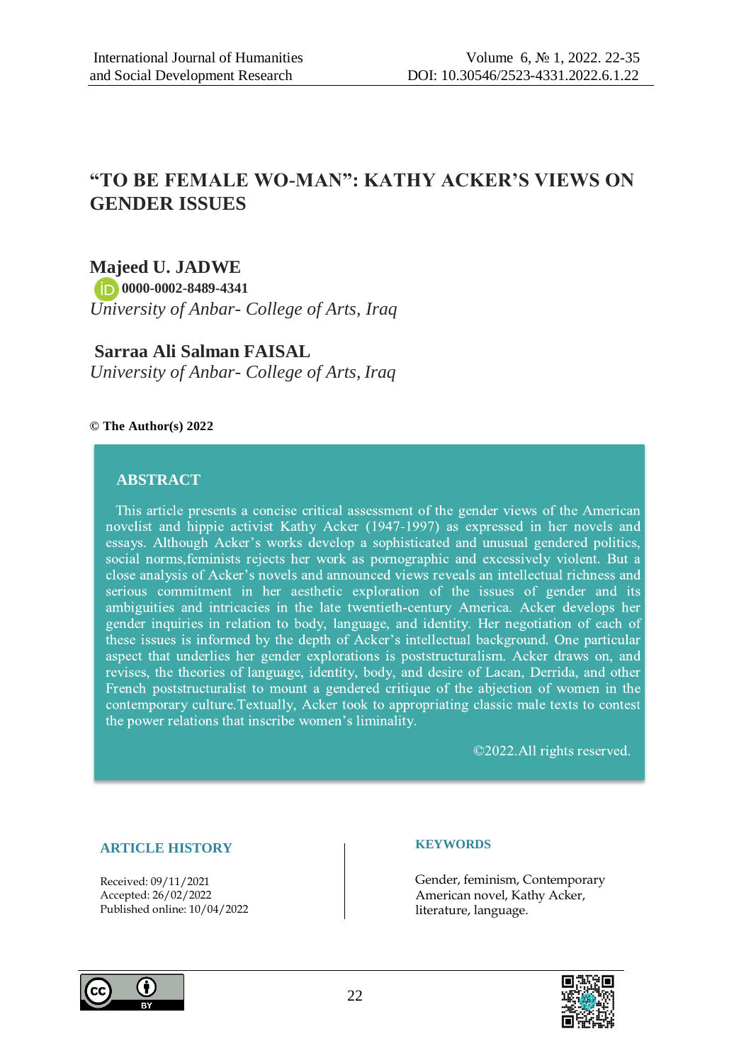# "TO BE FEMALE WO-MAN": KATHY ACKER'S VIEWS ON GENDER ISSUES

**Majeed U. JADWE**
**0000-0002-8489-4341**
*University of Anbar- College of Arts, Iraq*

**Sarraa Ali Salman FAISAL**
*University of Anbar- College of Arts, Iraq*

**© The Author(s) 2022**

## ABSTRACT

This article presents a concise critical assessment of the gender views of the American novelist and hippie activist Kathy Acker (1947-1997) as expressed in her novels and essays. Although Acker's works develop a sophisticated and unusual gendered politics, social norms,feminists rejects her work as pornographic and excessively violent. But a close analysis of Acker's novels and announced views reveals an intellectual richness and serious commitment in her aesthetic exploration of the issues of gender and its ambiguities and intricacies in the late twentieth-century America. Acker develops her gender inquiries in relation to body, language, and identity. Her negotiation of each of these issues is informed by the depth of Acker's intellectual background. One particular aspect that underlies her gender explorations is poststructuralism. Acker draws on, and revises, the theories of language, identity, body, and desire of Lacan, Derrida, and other French poststructuralist to mount a gendered critique of the abjection of women in the contemporary culture.Textually, Acker took to appropriating classic male texts to contest the power relations that inscribe women's liminality.

©2022.All rights reserved.

**ARTICLE HISTORY**

Received: 09/11/2021
Accepted: 26/02/2022
Published online: 10/04/2022

**KEYWORDS**

Gender, feminism, Contemporary American novel, Kathy Acker, literature, language.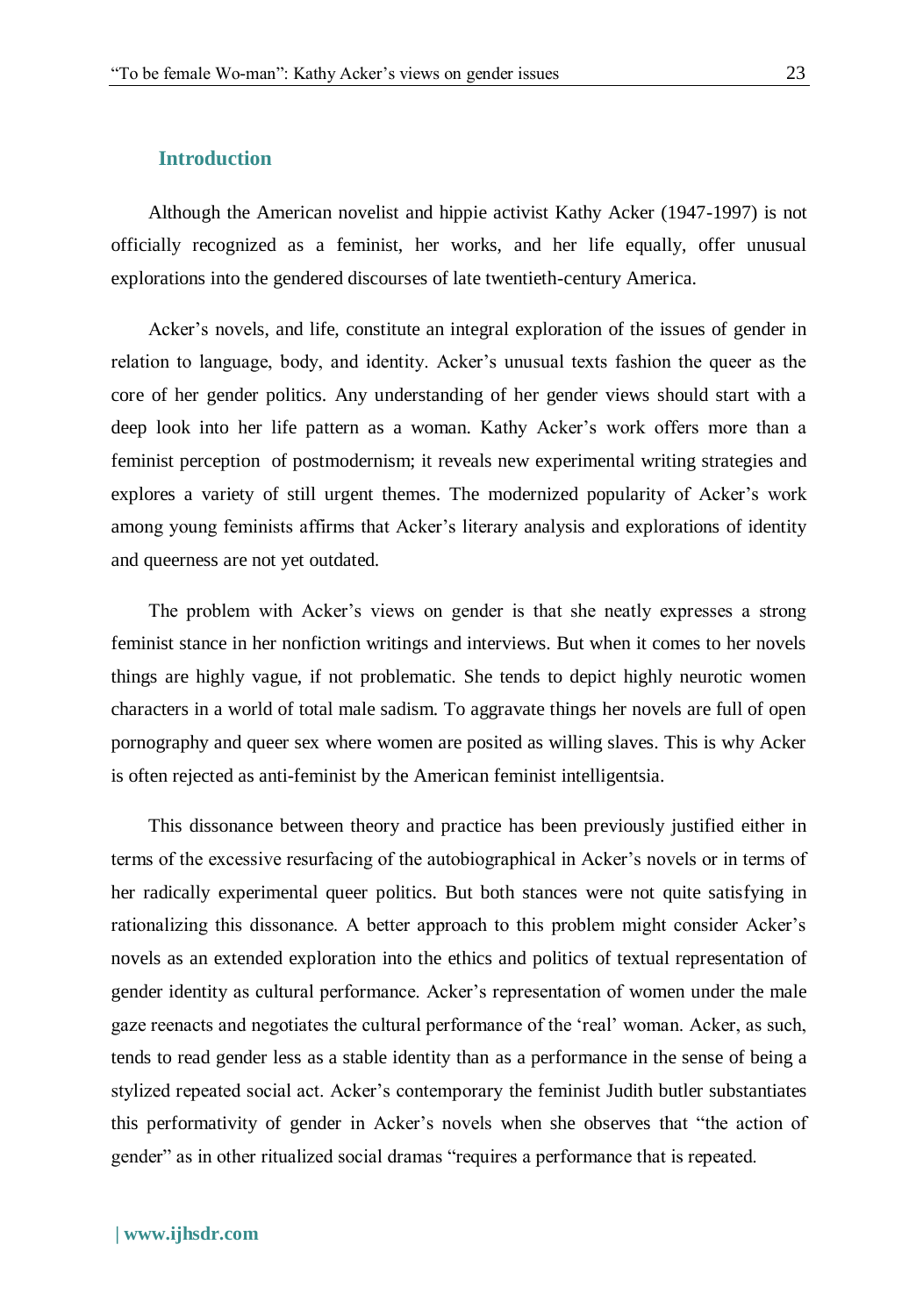## Introduction

Although the American novelist and hippie activist Kathy Acker (1947-1997) is not officially recognized as a feminist, her works, and her life equally, offer unusual explorations into the gendered discourses of late twentieth-century America.

Acker's novels, and life, constitute an integral exploration of the issues of gender in relation to language, body, and identity. Acker's unusual texts fashion the queer as the core of her gender politics. Any understanding of her gender views should start with a deep look into her life pattern as a woman. Kathy Acker's work offers more than a feminist perception of postmodernism; it reveals new experimental writing strategies and explores a variety of still urgent themes. The modernized popularity of Acker's work among young feminists affirms that Acker's literary analysis and explorations of identity and queerness are not yet outdated.

The problem with Acker's views on gender is that she neatly expresses a strong feminist stance in her nonfiction writings and interviews. But when it comes to her novels things are highly vague, if not problematic. She tends to depict highly neurotic women characters in a world of total male sadism. To aggravate things her novels are full of open pornography and queer sex where women are posited as willing slaves. This is why Acker is often rejected as anti-feminist by the American feminist intelligentsia.

This dissonance between theory and practice has been previously justified either in terms of the excessive resurfacing of the autobiographical in Acker's novels or in terms of her radically experimental queer politics. But both stances were not quite satisfying in rationalizing this dissonance. A better approach to this problem might consider Acker's novels as an extended exploration into the ethics and politics of textual representation of gender identity as cultural performance. Acker's representation of women under the male gaze reenacts and negotiates the cultural performance of the 'real' woman. Acker, as such, tends to read gender less as a stable identity than as a performance in the sense of being a stylized repeated social act. Acker's contemporary the feminist Judith butler substantiates this performativity of gender in Acker's novels when she observes that "the action of gender" as in other ritualized social dramas "requires a performance that is repeated.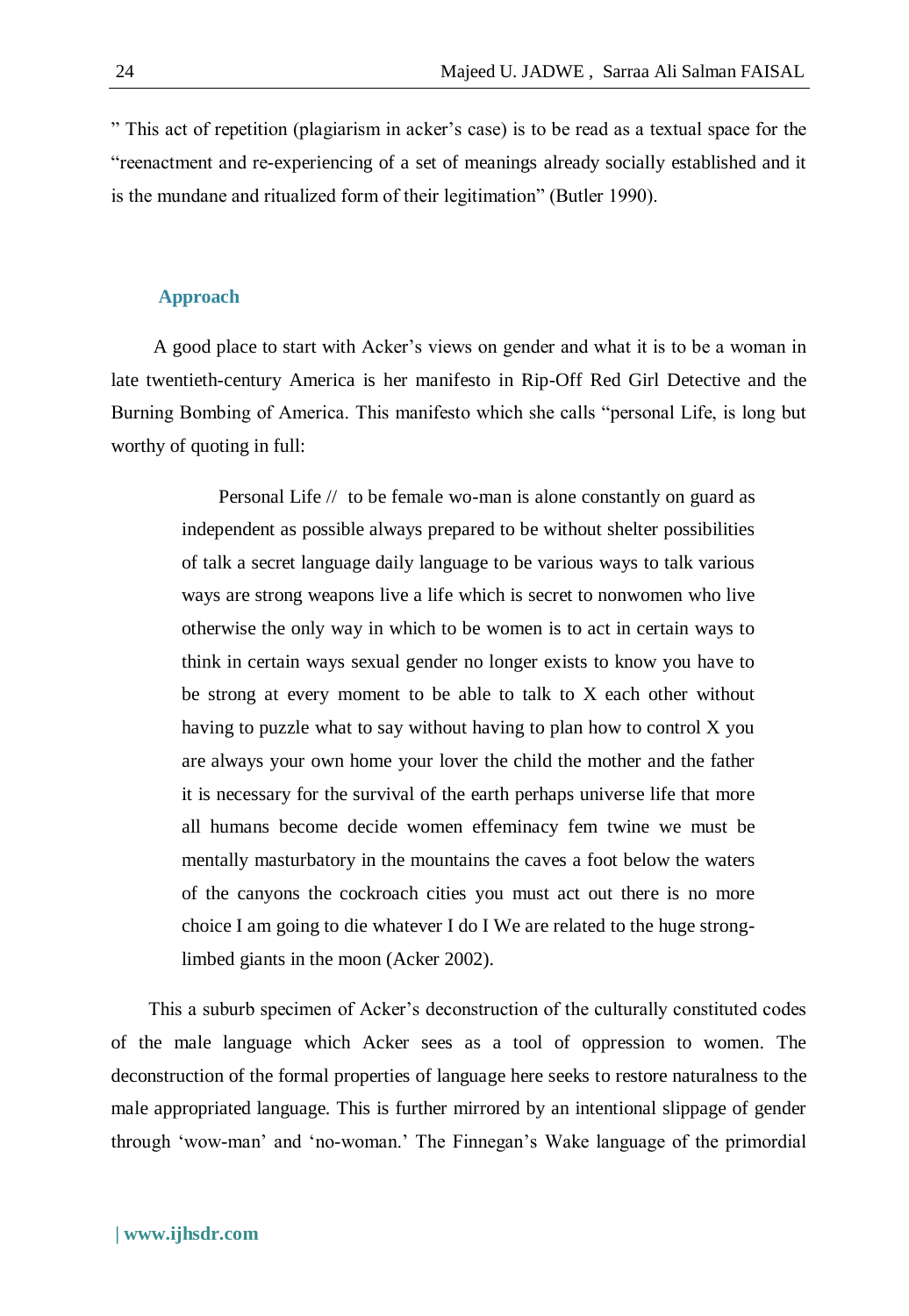" This act of repetition (plagiarism in acker's case) is to be read as a textual space for the "reenactment and re-experiencing of a set of meanings already socially established and it is the mundane and ritualized form of their legitimation" (Butler 1990).

## Approach

A good place to start with Acker's views on gender and what it is to be a woman in late twentieth-century America is her manifesto in Rip-Off Red Girl Detective and the Burning Bombing of America. This manifesto which she calls "personal Life, is long but worthy of quoting in full:

> Personal Life // to be female wo-man is alone constantly on guard as independent as possible always prepared to be without shelter possibilities of talk a secret language daily language to be various ways to talk various ways are strong weapons live a life which is secret to nonwomen who live otherwise the only way in which to be women is to act in certain ways to think in certain ways sexual gender no longer exists to know you have to be strong at every moment to be able to talk to X each other without having to puzzle what to say without having to plan how to control X you are always your own home your lover the child the mother and the father it is necessary for the survival of the earth perhaps universe life that more all humans become decide women effeminacy fem twine we must be mentally masturbatory in the mountains the caves a foot below the waters of the canyons the cockroach cities you must act out there is no more choice I am going to die whatever I do I We are related to the huge strong-limbed giants in the moon (Acker 2002).

This a suburb specimen of Acker's deconstruction of the culturally constituted codes of the male language which Acker sees as a tool of oppression to women. The deconstruction of the formal properties of language here seeks to restore naturalness to the male appropriated language. This is further mirrored by an intentional slippage of gender through 'wow-man' and 'no-woman.' The Finnegan's Wake language of the primordial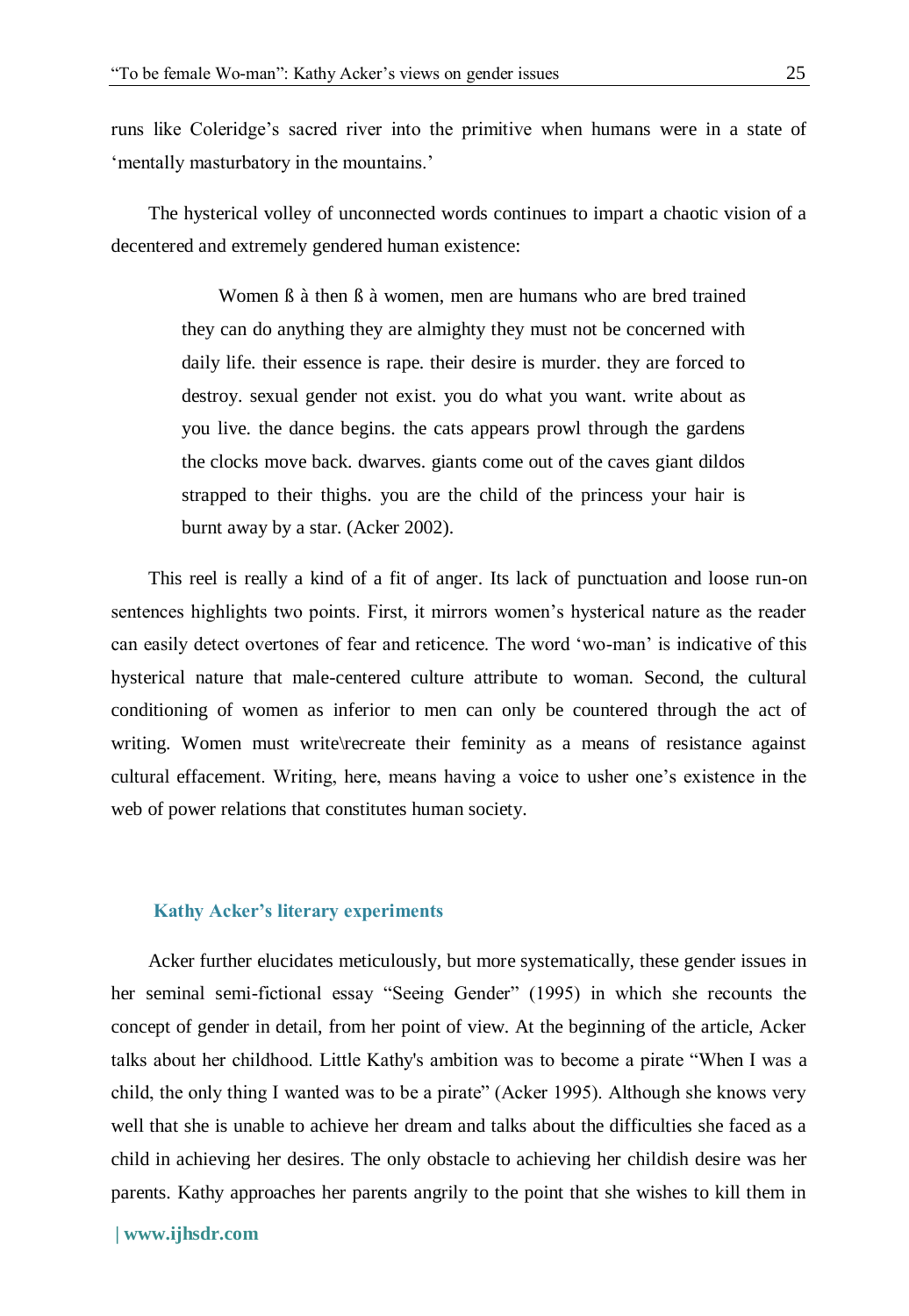runs like Coleridge's sacred river into the primitive when humans were in a state of 'mentally masturbatory in the mountains.'

The hysterical volley of unconnected words continues to impart a chaotic vision of a decentered and extremely gendered human existence:

> Women ß à then ß à women, men are humans who are bred trained they can do anything they are almighty they must not be concerned with daily life. their essence is rape. their desire is murder. they are forced to destroy. sexual gender not exist. you do what you want. write about as you live. the dance begins. the cats appears prowl through the gardens the clocks move back. dwarves. giants come out of the caves giant dildos strapped to their thighs. you are the child of the princess your hair is burnt away by a star. (Acker 2002).

This reel is really a kind of a fit of anger. Its lack of punctuation and loose run-on sentences highlights two points. First, it mirrors women's hysterical nature as the reader can easily detect overtones of fear and reticence. The word 'wo-man' is indicative of this hysterical nature that male-centered culture attribute to woman. Second, the cultural conditioning of women as inferior to men can only be countered through the act of writing. Women must write\recreate their feminity as a means of resistance against cultural effacement. Writing, here, means having a voice to usher one's existence in the web of power relations that constitutes human society.

## Kathy Acker's literary experiments

Acker further elucidates meticulously, but more systematically, these gender issues in her seminal semi-fictional essay "Seeing Gender" (1995) in which she recounts the concept of gender in detail, from her point of view. At the beginning of the article, Acker talks about her childhood. Little Kathy's ambition was to become a pirate "When I was a child, the only thing I wanted was to be a pirate" (Acker 1995). Although she knows very well that she is unable to achieve her dream and talks about the difficulties she faced as a child in achieving her desires. The only obstacle to achieving her childish desire was her parents. Kathy approaches her parents angrily to the point that she wishes to kill them in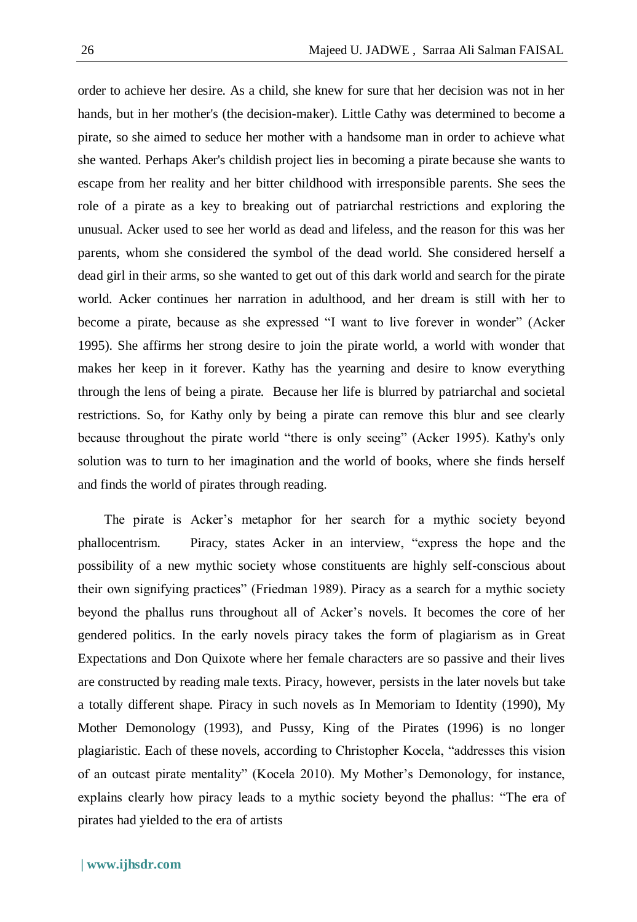order to achieve her desire. As a child, she knew for sure that her decision was not in her hands, but in her mother's (the decision-maker). Little Cathy was determined to become a pirate, so she aimed to seduce her mother with a handsome man in order to achieve what she wanted. Perhaps Aker's childish project lies in becoming a pirate because she wants to escape from her reality and her bitter childhood with irresponsible parents. She sees the role of a pirate as a key to breaking out of patriarchal restrictions and exploring the unusual. Acker used to see her world as dead and lifeless, and the reason for this was her parents, whom she considered the symbol of the dead world. She considered herself a dead girl in their arms, so she wanted to get out of this dark world and search for the pirate world. Acker continues her narration in adulthood, and her dream is still with her to become a pirate, because as she expressed "I want to live forever in wonder" (Acker 1995). She affirms her strong desire to join the pirate world, a world with wonder that makes her keep in it forever. Kathy has the yearning and desire to know everything through the lens of being a pirate. Because her life is blurred by patriarchal and societal restrictions. So, for Kathy only by being a pirate can remove this blur and see clearly because throughout the pirate world "there is only seeing" (Acker 1995). Kathy's only solution was to turn to her imagination and the world of books, where she finds herself and finds the world of pirates through reading.

The pirate is Acker's metaphor for her search for a mythic society beyond phallocentrism. Piracy, states Acker in an interview, "express the hope and the possibility of a new mythic society whose constituents are highly self-conscious about their own signifying practices" (Friedman 1989). Piracy as a search for a mythic society beyond the phallus runs throughout all of Acker's novels. It becomes the core of her gendered politics. In the early novels piracy takes the form of plagiarism as in Great Expectations and Don Quixote where her female characters are so passive and their lives are constructed by reading male texts. Piracy, however, persists in the later novels but take a totally different shape. Piracy in such novels as In Memoriam to Identity (1990), My Mother Demonology (1993), and Pussy, King of the Pirates (1996) is no longer plagiaristic. Each of these novels, according to Christopher Kocela, "addresses this vision of an outcast pirate mentality" (Kocela 2010). My Mother's Demonology, for instance, explains clearly how piracy leads to a mythic society beyond the phallus: "The era of pirates had yielded to the era of artists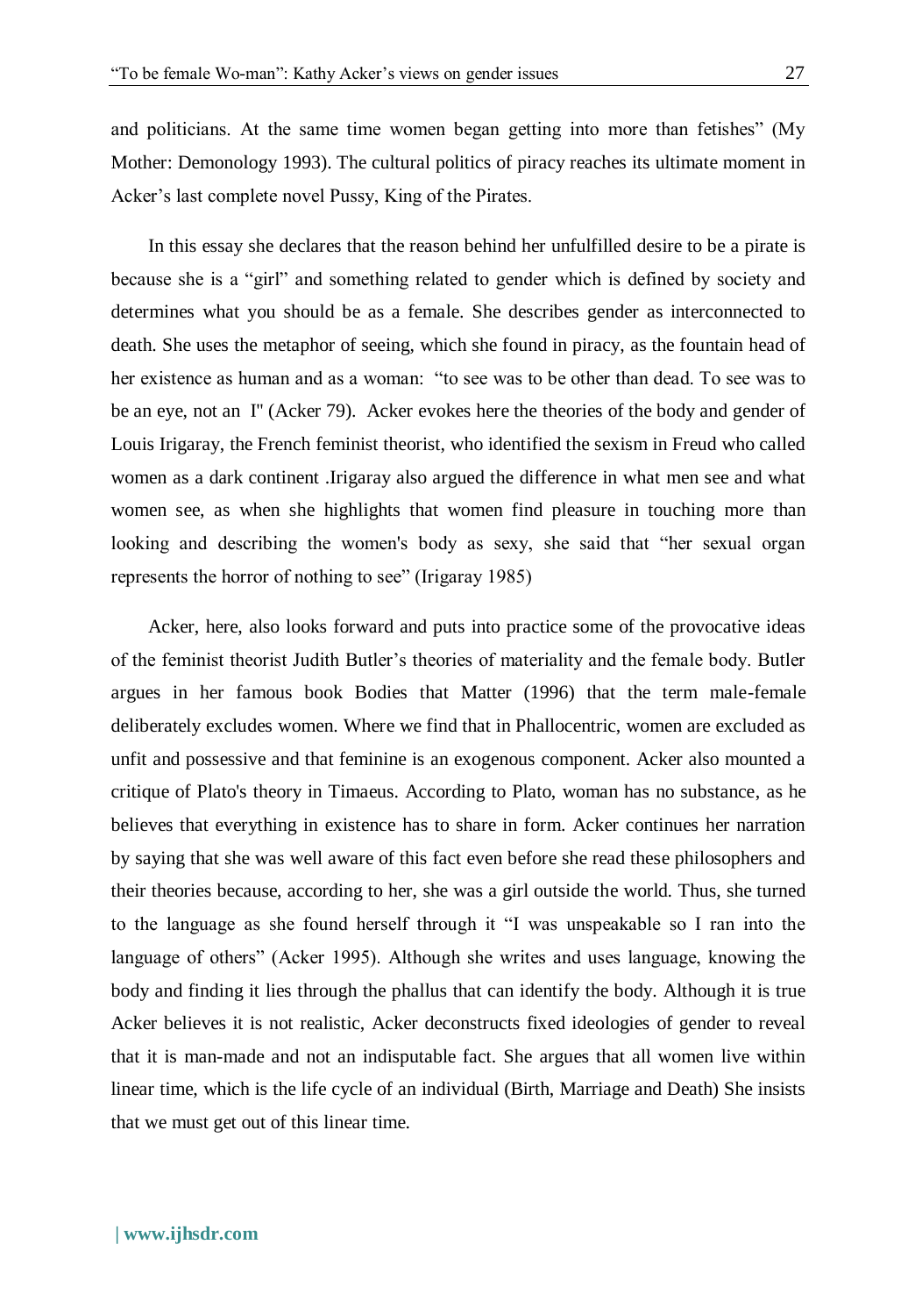and politicians. At the same time women began getting into more than fetishes" (My Mother: Demonology 1993). The cultural politics of piracy reaches its ultimate moment in Acker's last complete novel Pussy, King of the Pirates.

In this essay she declares that the reason behind her unfulfilled desire to be a pirate is because she is a "girl" and something related to gender which is defined by society and determines what you should be as a female. She describes gender as interconnected to death. She uses the metaphor of seeing, which she found in piracy, as the fountain head of her existence as human and as a woman: "to see was to be other than dead. To see was to be an eye, not an I" (Acker 79). Acker evokes here the theories of the body and gender of Louis Irigaray, the French feminist theorist, who identified the sexism in Freud who called women as a dark continent .Irigaray also argued the difference in what men see and what women see, as when she highlights that women find pleasure in touching more than looking and describing the women's body as sexy, she said that "her sexual organ represents the horror of nothing to see" (Irigaray 1985)

Acker, here, also looks forward and puts into practice some of the provocative ideas of the feminist theorist Judith Butler's theories of materiality and the female body. Butler argues in her famous book Bodies that Matter (1996) that the term male-female deliberately excludes women. Where we find that in Phallocentric, women are excluded as unfit and possessive and that feminine is an exogenous component. Acker also mounted a critique of Plato's theory in Timaeus. According to Plato, woman has no substance, as he believes that everything in existence has to share in form. Acker continues her narration by saying that she was well aware of this fact even before she read these philosophers and their theories because, according to her, she was a girl outside the world. Thus, she turned to the language as she found herself through it "I was unspeakable so I ran into the language of others" (Acker 1995). Although she writes and uses language, knowing the body and finding it lies through the phallus that can identify the body. Although it is true Acker believes it is not realistic, Acker deconstructs fixed ideologies of gender to reveal that it is man-made and not an indisputable fact. She argues that all women live within linear time, which is the life cycle of an individual (Birth, Marriage and Death) She insists that we must get out of this linear time.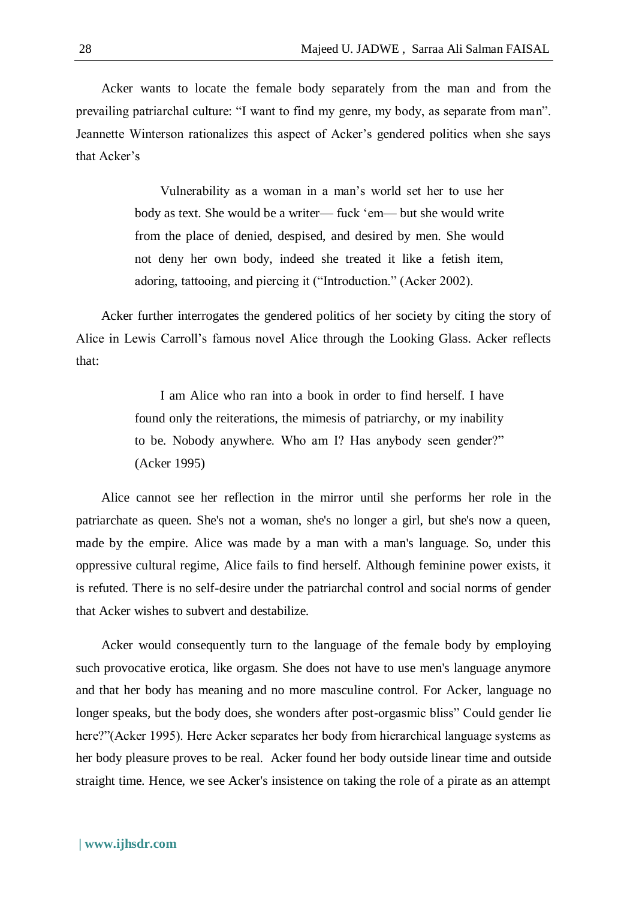Acker wants to locate the female body separately from the man and from the prevailing patriarchal culture: "I want to find my genre, my body, as separate from man". Jeannette Winterson rationalizes this aspect of Acker's gendered politics when she says that Acker's

> Vulnerability as a woman in a man's world set her to use her body as text. She would be a writer— fuck 'em— but she would write from the place of denied, despised, and desired by men. She would not deny her own body, indeed she treated it like a fetish item, adoring, tattooing, and piercing it ("Introduction." (Acker 2002).

Acker further interrogates the gendered politics of her society by citing the story of Alice in Lewis Carroll's famous novel Alice through the Looking Glass. Acker reflects that:

> I am Alice who ran into a book in order to find herself. I have found only the reiterations, the mimesis of patriarchy, or my inability to be. Nobody anywhere. Who am I? Has anybody seen gender?" (Acker 1995)

Alice cannot see her reflection in the mirror until she performs her role in the patriarchate as queen. She's not a woman, she's no longer a girl, but she's now a queen, made by the empire. Alice was made by a man with a man's language. So, under this oppressive cultural regime, Alice fails to find herself. Although feminine power exists, it is refuted. There is no self-desire under the patriarchal control and social norms of gender that Acker wishes to subvert and destabilize.

Acker would consequently turn to the language of the female body by employing such provocative erotica, like orgasm. She does not have to use men's language anymore and that her body has meaning and no more masculine control. For Acker, language no longer speaks, but the body does, she wonders after post-orgasmic bliss" Could gender lie here?"(Acker 1995). Here Acker separates her body from hierarchical language systems as her body pleasure proves to be real. Acker found her body outside linear time and outside straight time. Hence, we see Acker's insistence on taking the role of a pirate as an attempt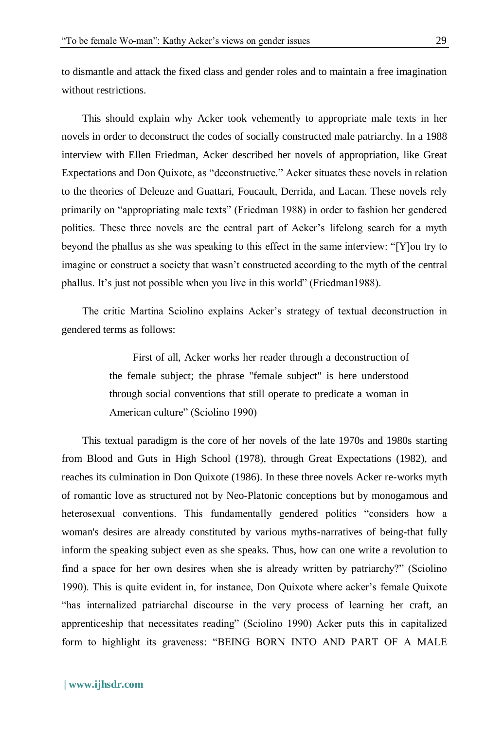to dismantle and attack the fixed class and gender roles and to maintain a free imagination without restrictions.

This should explain why Acker took vehemently to appropriate male texts in her novels in order to deconstruct the codes of socially constructed male patriarchy. In a 1988 interview with Ellen Friedman, Acker described her novels of appropriation, like Great Expectations and Don Quixote, as "deconstructive." Acker situates these novels in relation to the theories of Deleuze and Guattari, Foucault, Derrida, and Lacan. These novels rely primarily on "appropriating male texts" (Friedman 1988) in order to fashion her gendered politics. These three novels are the central part of Acker's lifelong search for a myth beyond the phallus as she was speaking to this effect in the same interview: "[Y]ou try to imagine or construct a society that wasn't constructed according to the myth of the central phallus. It's just not possible when you live in this world" (Friedman1988).

The critic Martina Sciolino explains Acker's strategy of textual deconstruction in gendered terms as follows:

> First of all, Acker works her reader through a deconstruction of the female subject; the phrase "female subject" is here understood through social conventions that still operate to predicate a woman in American culture" (Sciolino 1990)

This textual paradigm is the core of her novels of the late 1970s and 1980s starting from Blood and Guts in High School (1978), through Great Expectations (1982), and reaches its culmination in Don Quixote (1986). In these three novels Acker re-works myth of romantic love as structured not by Neo-Platonic conceptions but by monogamous and heterosexual conventions. This fundamentally gendered politics "considers how a woman's desires are already constituted by various myths-narratives of being-that fully inform the speaking subject even as she speaks. Thus, how can one write a revolution to find a space for her own desires when she is already written by patriarchy?" (Sciolino 1990). This is quite evident in, for instance, Don Quixote where acker's female Quixote "has internalized patriarchal discourse in the very process of learning her craft, an apprenticeship that necessitates reading" (Sciolino 1990) Acker puts this in capitalized form to highlight its graveness: "BEING BORN INTO AND PART OF A MALE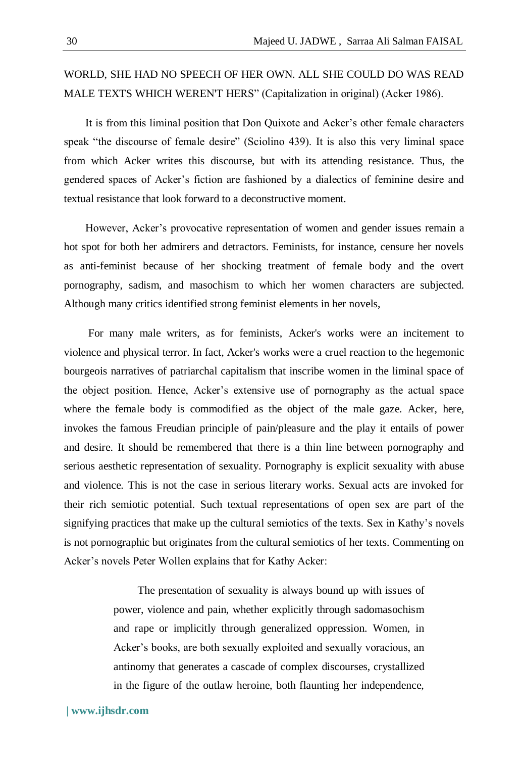WORLD, SHE HAD NO SPEECH OF HER OWN. ALL SHE COULD DO WAS READ MALE TEXTS WHICH WEREN'T HERS" (Capitalization in original) (Acker 1986).

It is from this liminal position that Don Quixote and Acker's other female characters speak "the discourse of female desire" (Sciolino 439). It is also this very liminal space from which Acker writes this discourse, but with its attending resistance. Thus, the gendered spaces of Acker's fiction are fashioned by a dialectics of feminine desire and textual resistance that look forward to a deconstructive moment.

However, Acker's provocative representation of women and gender issues remain a hot spot for both her admirers and detractors. Feminists, for instance, censure her novels as anti-feminist because of her shocking treatment of female body and the overt pornography, sadism, and masochism to which her women characters are subjected. Although many critics identified strong feminist elements in her novels,

For many male writers, as for feminists, Acker's works were an incitement to violence and physical terror. In fact, Acker's works were a cruel reaction to the hegemonic bourgeois narratives of patriarchal capitalism that inscribe women in the liminal space of the object position. Hence, Acker's extensive use of pornography as the actual space where the female body is commodified as the object of the male gaze. Acker, here, invokes the famous Freudian principle of pain/pleasure and the play it entails of power and desire. It should be remembered that there is a thin line between pornography and serious aesthetic representation of sexuality. Pornography is explicit sexuality with abuse and violence. This is not the case in serious literary works. Sexual acts are invoked for their rich semiotic potential. Such textual representations of open sex are part of the signifying practices that make up the cultural semiotics of the texts. Sex in Kathy's novels is not pornographic but originates from the cultural semiotics of her texts. Commenting on Acker's novels Peter Wollen explains that for Kathy Acker:

> The presentation of sexuality is always bound up with issues of power, violence and pain, whether explicitly through sadomasochism and rape or implicitly through generalized oppression. Women, in Acker's books, are both sexually exploited and sexually voracious, an antinomy that generates a cascade of complex discourses, crystallized in the figure of the outlaw heroine, both flaunting her independence,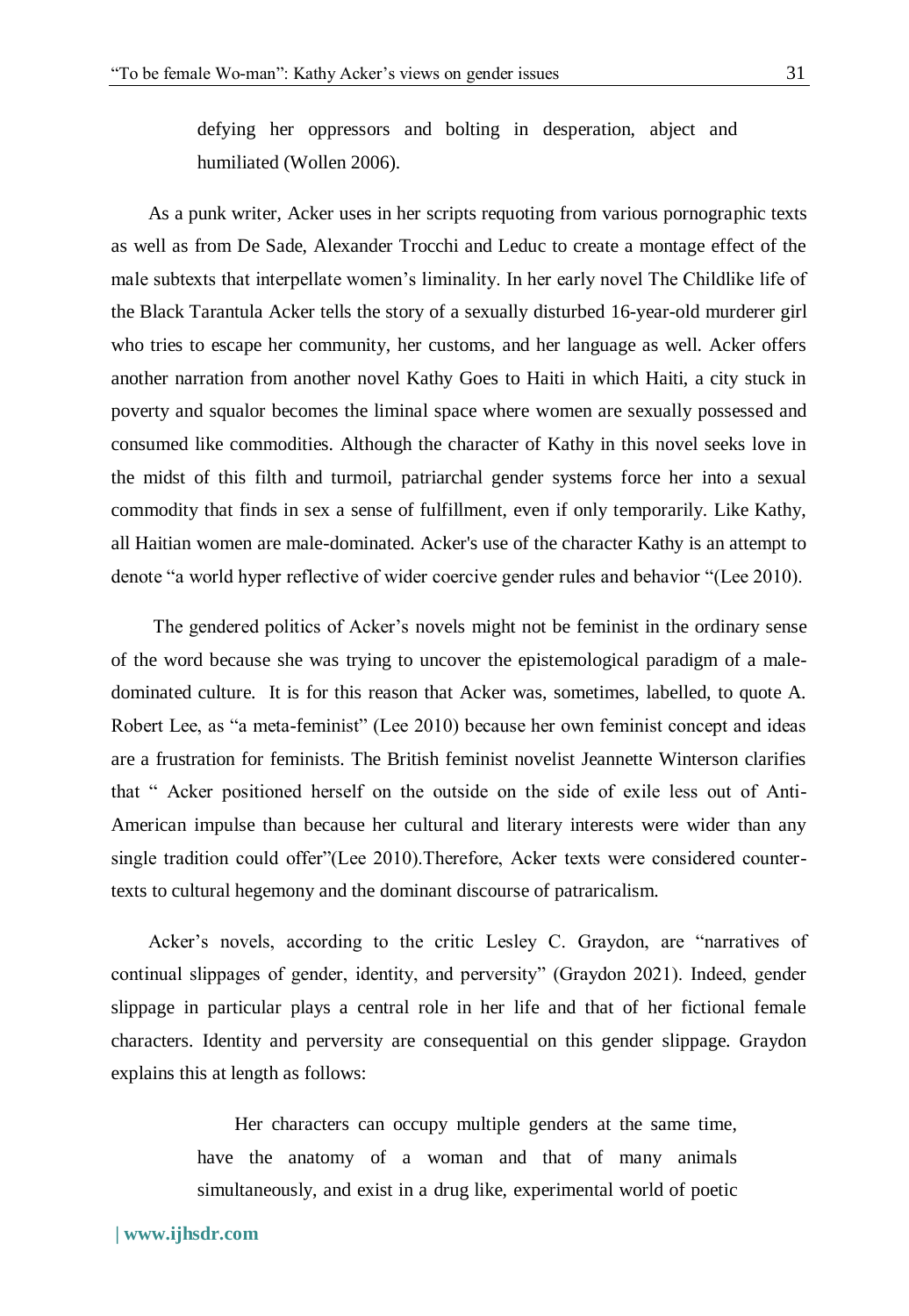> defying her oppressors and bolting in desperation, abject and humiliated (Wollen 2006).

As a punk writer, Acker uses in her scripts requoting from various pornographic texts as well as from De Sade, Alexander Trocchi and Leduc to create a montage effect of the male subtexts that interpellate women's liminality. In her early novel The Childlike life of the Black Tarantula Acker tells the story of a sexually disturbed 16-year-old murderer girl who tries to escape her community, her customs, and her language as well. Acker offers another narration from another novel Kathy Goes to Haiti in which Haiti, a city stuck in poverty and squalor becomes the liminal space where women are sexually possessed and consumed like commodities. Although the character of Kathy in this novel seeks love in the midst of this filth and turmoil, patriarchal gender systems force her into a sexual commodity that finds in sex a sense of fulfillment, even if only temporarily. Like Kathy, all Haitian women are male-dominated. Acker's use of the character Kathy is an attempt to denote "a world hyper reflective of wider coercive gender rules and behavior "(Lee 2010).

The gendered politics of Acker's novels might not be feminist in the ordinary sense of the word because she was trying to uncover the epistemological paradigm of a male-dominated culture. It is for this reason that Acker was, sometimes, labelled, to quote A. Robert Lee, as "a meta-feminist" (Lee 2010) because her own feminist concept and ideas are a frustration for feminists. The British feminist novelist Jeannette Winterson clarifies that " Acker positioned herself on the outside on the side of exile less out of Anti-American impulse than because her cultural and literary interests were wider than any single tradition could offer"(Lee 2010).Therefore, Acker texts were considered counter-texts to cultural hegemony and the dominant discourse of patraricalism.

Acker's novels, according to the critic Lesley C. Graydon, are "narratives of continual slippages of gender, identity, and perversity" (Graydon 2021). Indeed, gender slippage in particular plays a central role in her life and that of her fictional female characters. Identity and perversity are consequential on this gender slippage. Graydon explains this at length as follows:

> Her characters can occupy multiple genders at the same time, have the anatomy of a woman and that of many animals simultaneously, and exist in a drug like, experimental world of poetic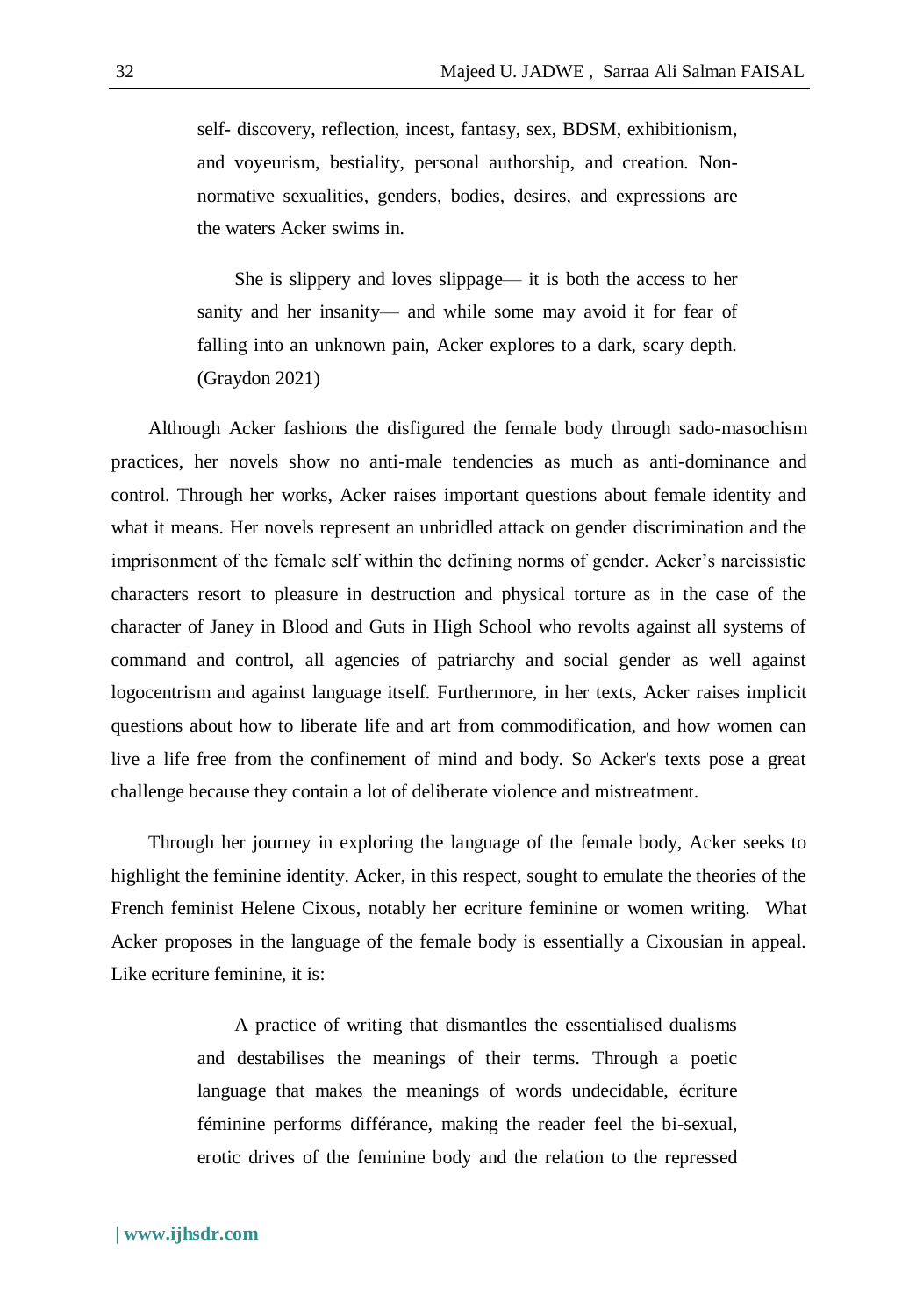self- discovery, reflection, incest, fantasy, sex, BDSM, exhibitionism, and voyeurism, bestiality, personal authorship, and creation. Non-normative sexualities, genders, bodies, desires, and expressions are the waters Acker swims in.

> She is slippery and loves slippage— it is both the access to her sanity and her insanity— and while some may avoid it for fear of falling into an unknown pain, Acker explores to a dark, scary depth. (Graydon 2021)

Although Acker fashions the disfigured the female body through sado-masochism practices, her novels show no anti-male tendencies as much as anti-dominance and control. Through her works, Acker raises important questions about female identity and what it means. Her novels represent an unbridled attack on gender discrimination and the imprisonment of the female self within the defining norms of gender. Acker's narcissistic characters resort to pleasure in destruction and physical torture as in the case of the character of Janey in Blood and Guts in High School who revolts against all systems of command and control, all agencies of patriarchy and social gender as well against logocentrism and against language itself. Furthermore, in her texts, Acker raises implicit questions about how to liberate life and art from commodification, and how women can live a life free from the confinement of mind and body. So Acker's texts pose a great challenge because they contain a lot of deliberate violence and mistreatment.

Through her journey in exploring the language of the female body, Acker seeks to highlight the feminine identity. Acker, in this respect, sought to emulate the theories of the French feminist Helene Cixous, notably her ecriture feminine or women writing. What Acker proposes in the language of the female body is essentially a Cixousian in appeal. Like ecriture feminine, it is:

> A practice of writing that dismantles the essentialised dualisms and destabilises the meanings of their terms. Through a poetic language that makes the meanings of words undecidable, écriture féminine performs différance, making the reader feel the bi-sexual, erotic drives of the feminine body and the relation to the repressed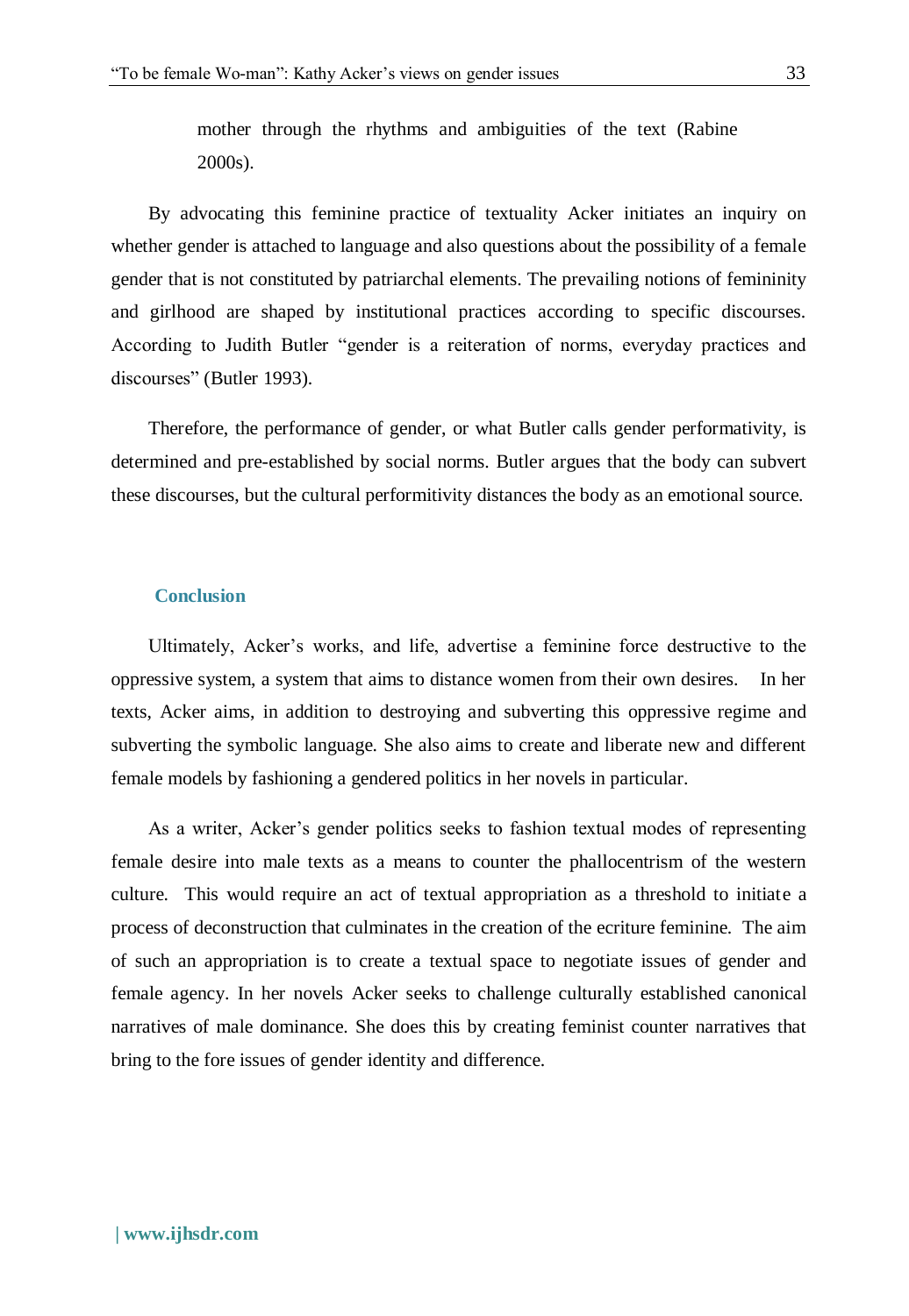mother through the rhythms and ambiguities of the text (Rabine 2000s).

By advocating this feminine practice of textuality Acker initiates an inquiry on whether gender is attached to language and also questions about the possibility of a female gender that is not constituted by patriarchal elements. The prevailing notions of femininity and girlhood are shaped by institutional practices according to specific discourses. According to Judith Butler "gender is a reiteration of norms, everyday practices and discourses" (Butler 1993).

Therefore, the performance of gender, or what Butler calls gender performativity, is determined and pre-established by social norms. Butler argues that the body can subvert these discourses, but the cultural performitivity distances the body as an emotional source.

## Conclusion

Ultimately, Acker's works, and life, advertise a feminine force destructive to the oppressive system, a system that aims to distance women from their own desires. In her texts, Acker aims, in addition to destroying and subverting this oppressive regime and subverting the symbolic language. She also aims to create and liberate new and different female models by fashioning a gendered politics in her novels in particular.

As a writer, Acker's gender politics seeks to fashion textual modes of representing female desire into male texts as a means to counter the phallocentrism of the western culture. This would require an act of textual appropriation as a threshold to initiate a process of deconstruction that culminates in the creation of the ecriture feminine. The aim of such an appropriation is to create a textual space to negotiate issues of gender and female agency. In her novels Acker seeks to challenge culturally established canonical narratives of male dominance. She does this by creating feminist counter narratives that bring to the fore issues of gender identity and difference.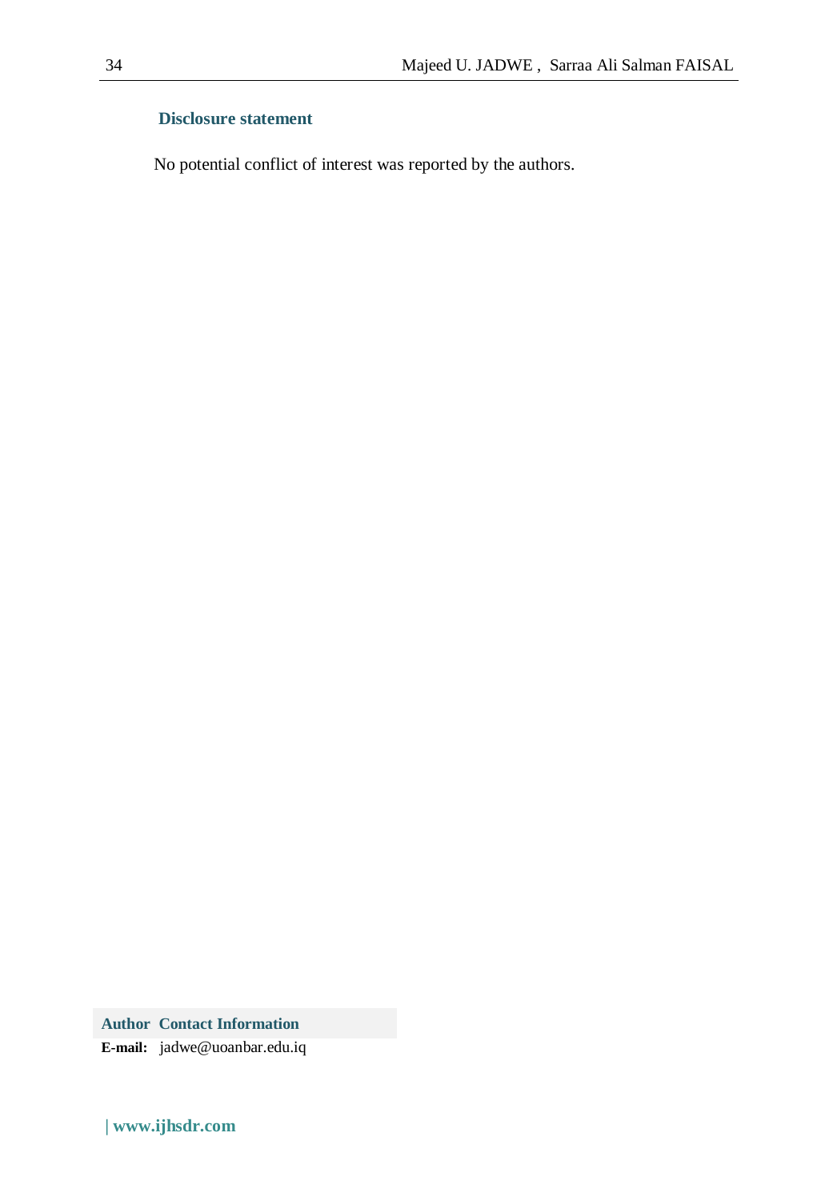## Disclosure statement

No potential conflict of interest was reported by the authors.

**Author Contact Information**

**E-mail:** jadwe@uoanbar.edu.iq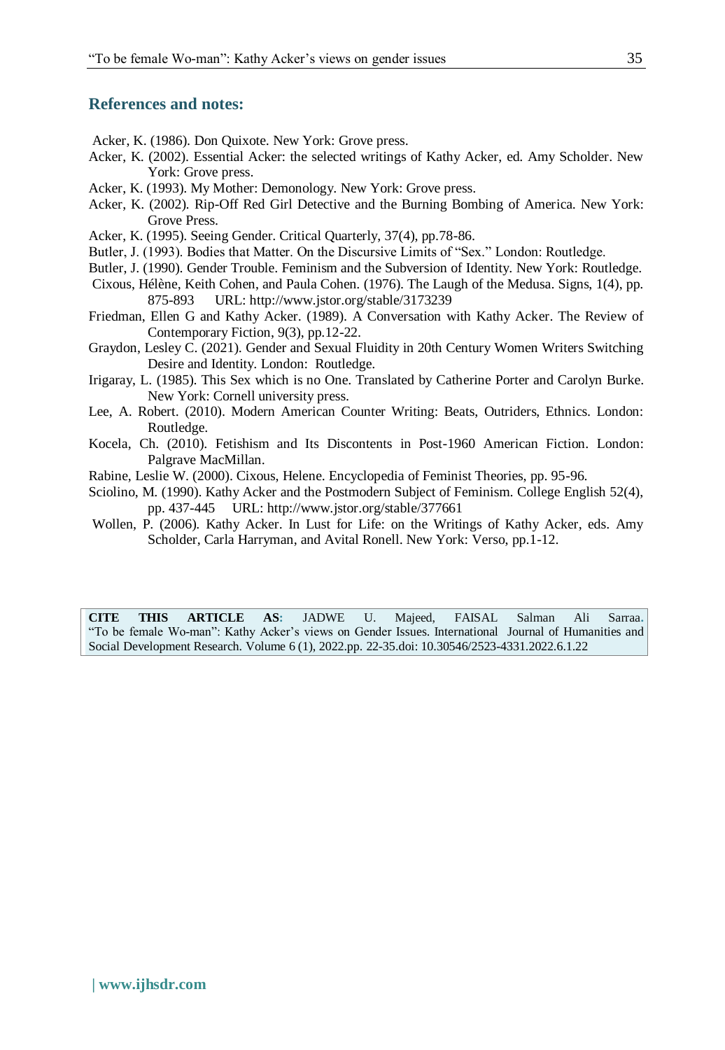## References and notes:

Acker, K. (1986). Don Quixote. New York: Grove press.

Acker, K. (2002). Essential Acker: the selected writings of Kathy Acker, ed. Amy Scholder. New York: Grove press.

Acker, K. (1993). My Mother: Demonology. New York: Grove press.

Acker, K. (2002). Rip-Off Red Girl Detective and the Burning Bombing of America. New York: Grove Press.

Acker, K. (1995). Seeing Gender. Critical Quarterly, 37(4), pp.78-86.

Butler, J. (1993). Bodies that Matter. On the Discursive Limits of "Sex." London: Routledge.

Butler, J. (1990). Gender Trouble. Feminism and the Subversion of Identity. New York: Routledge.

Cixous, Hélène, Keith Cohen, and Paula Cohen. (1976). The Laugh of the Medusa. Signs, 1(4), pp. 875-893 URL: http://www.jstor.org/stable/3173239

Friedman, Ellen G and Kathy Acker. (1989). A Conversation with Kathy Acker. The Review of Contemporary Fiction, 9(3), pp.12-22.

Graydon, Lesley C. (2021). Gender and Sexual Fluidity in 20th Century Women Writers Switching Desire and Identity. London: Routledge.

Irigaray, L. (1985). This Sex which is no One. Translated by Catherine Porter and Carolyn Burke. New York: Cornell university press.

Lee, A. Robert. (2010). Modern American Counter Writing: Beats, Outriders, Ethnics. London: Routledge.

Kocela, Ch. (2010). Fetishism and Its Discontents in Post-1960 American Fiction. London: Palgrave MacMillan.

Rabine, Leslie W. (2000). Cixous, Helene. Encyclopedia of Feminist Theories, pp. 95-96.

Sciolino, M. (1990). Kathy Acker and the Postmodern Subject of Feminism. College English 52(4), pp. 437-445 URL: http://www.jstor.org/stable/377661

Wollen, P. (2006). Kathy Acker. In Lust for Life: on the Writings of Kathy Acker, eds. Amy Scholder, Carla Harryman, and Avital Ronell. New York: Verso, pp.1-12.

**CITE THIS ARTICLE AS:** JADWE U. Majeed, FAISAL Salman Ali Sarraa. "To be female Wo-man": Kathy Acker's views on Gender Issues. International Journal of Humanities and Social Development Research. Volume 6 (1), 2022.pp. 22-35.doi: 10.30546/2523-4331.2022.6.1.22